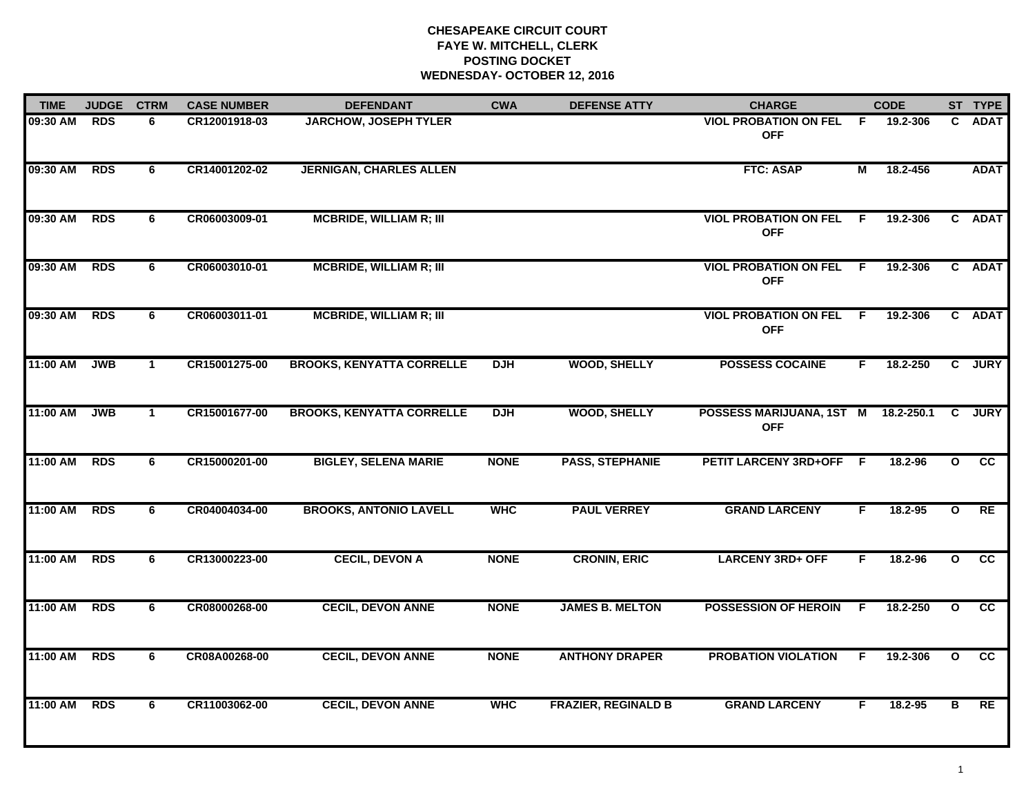**CHESAPEAKE CIRCUIT COURT**
**FAYE W. MITCHELL, CLERK**
**POSTING DOCKET**
**WEDNESDAY- OCTOBER 12, 2016**

| TIME | JUDGE | CTRM | CASE NUMBER | DEFENDANT | CWA | DEFENSE ATTY | CHARGE | | CODE | ST | TYPE |
|---|---|---|---|---|---|---|---|---|---|---|---|
| 09:30 AM | RDS | 6 | CR12001918-03 | JARCHOW, JOSEPH TYLER | | | VIOL PROBATION ON FEL OFF | F | 19.2-306 | C | ADAT |
| 09:30 AM | RDS | 6 | CR14001202-02 | JERNIGAN, CHARLES ALLEN | | | FTC: ASAP | M | 18.2-456 | | ADAT |
| 09:30 AM | RDS | 6 | CR06003009-01 | MCBRIDE, WILLIAM R; III | | | VIOL PROBATION ON FEL OFF | F | 19.2-306 | C | ADAT |
| 09:30 AM | RDS | 6 | CR06003010-01 | MCBRIDE, WILLIAM R; III | | | VIOL PROBATION ON FEL OFF | F | 19.2-306 | C | ADAT |
| 09:30 AM | RDS | 6 | CR06003011-01 | MCBRIDE, WILLIAM R; III | | | VIOL PROBATION ON FEL OFF | F | 19.2-306 | C | ADAT |
| 11:00 AM | JWB | 1 | CR15001275-00 | BROOKS, KENYATTA CORRELLE | DJH | WOOD, SHELLY | POSSESS COCAINE | F | 18.2-250 | C | JURY |
| 11:00 AM | JWB | 1 | CR15001677-00 | BROOKS, KENYATTA CORRELLE | DJH | WOOD, SHELLY | POSSESS MARIJUANA, 1ST OFF | M | 18.2-250.1 | C | JURY |
| 11:00 AM | RDS | 6 | CR15000201-00 | BIGLEY, SELENA MARIE | NONE | PASS, STEPHANIE | PETIT LARCENY 3RD+OFF | F | 18.2-96 | O | CC |
| 11:00 AM | RDS | 6 | CR04004034-00 | BROOKS, ANTONIO LAVELL | WHC | PAUL VERREY | GRAND LARCENY | F | 18.2-95 | O | RE |
| 11:00 AM | RDS | 6 | CR13000223-00 | CECIL, DEVON A | NONE | CRONIN, ERIC | LARCENY 3RD+ OFF | F | 18.2-96 | O | CC |
| 11:00 AM | RDS | 6 | CR08000268-00 | CECIL, DEVON ANNE | NONE | JAMES B. MELTON | POSSESSION OF HEROIN | F | 18.2-250 | O | CC |
| 11:00 AM | RDS | 6 | CR08A00268-00 | CECIL, DEVON ANNE | NONE | ANTHONY DRAPER | PROBATION VIOLATION | F | 19.2-306 | O | CC |
| 11:00 AM | RDS | 6 | CR11003062-00 | CECIL, DEVON ANNE | WHC | FRAZIER, REGINALD B | GRAND LARCENY | F | 18.2-95 | B | RE |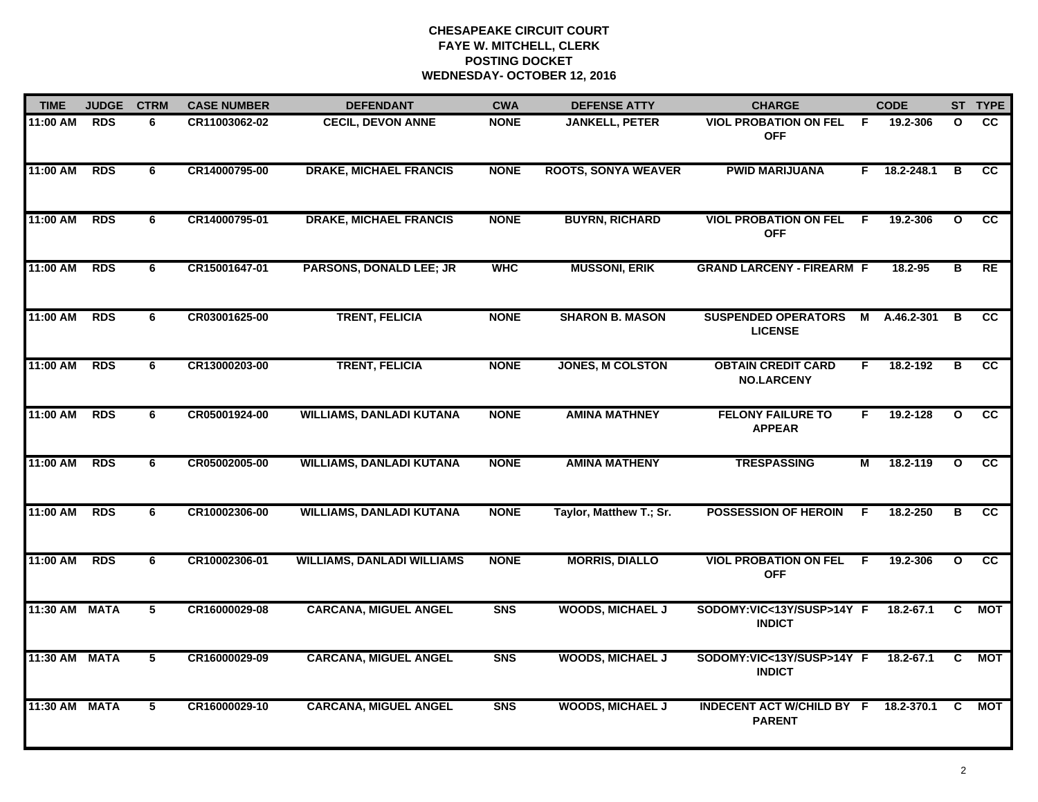**CHESAPEAKE CIRCUIT COURT**
**FAYE W. MITCHELL, CLERK**
**POSTING DOCKET**
**WEDNESDAY- OCTOBER 12, 2016**

| TIME | JUDGE | CTRM | CASE NUMBER | DEFENDANT | CWA | DEFENSE ATTY | CHARGE | | CODE | ST | TYPE |
|---|---|---|---|---|---|---|---|---|---|---|---|
| 11:00 AM | RDS | 6 | CR11003062-02 | CECIL, DEVON ANNE | NONE | JANKELL, PETER | VIOL PROBATION ON FEL OFF | F | 19.2-306 | O | CC |
| 11:00 AM | RDS | 6 | CR14000795-00 | DRAKE, MICHAEL FRANCIS | NONE | ROOTS, SONYA WEAVER | PWID MARIJUANA | F | 18.2-248.1 | B | CC |
| 11:00 AM | RDS | 6 | CR14000795-01 | DRAKE, MICHAEL FRANCIS | NONE | BUYRN, RICHARD | VIOL PROBATION ON FEL OFF | F | 19.2-306 | O | CC |
| 11:00 AM | RDS | 6 | CR15001647-01 | PARSONS, DONALD LEE; JR | WHC | MUSSONI, ERIK | GRAND LARCENY - FIREARM | F | 18.2-95 | B | RE |
| 11:00 AM | RDS | 6 | CR03001625-00 | TRENT, FELICIA | NONE | SHARON B. MASON | SUSPENDED OPERATORS LICENSE | M | A.46.2-301 | B | CC |
| 11:00 AM | RDS | 6 | CR13000203-00 | TRENT, FELICIA | NONE | JONES, M COLSTON | OBTAIN CREDIT CARD NO.LARCENY | F | 18.2-192 | B | CC |
| 11:00 AM | RDS | 6 | CR05001924-00 | WILLIAMS, DANLADI KUTANA | NONE | AMINA MATHNEY | FELONY FAILURE TO APPEAR | F | 19.2-128 | O | CC |
| 11:00 AM | RDS | 6 | CR05002005-00 | WILLIAMS, DANLADI KUTANA | NONE | AMINA MATHENY | TRESPASSING | M | 18.2-119 | O | CC |
| 11:00 AM | RDS | 6 | CR10002306-00 | WILLIAMS, DANLADI KUTANA | NONE | Taylor, Matthew T.; Sr. | POSSESSION OF HEROIN | F | 18.2-250 | B | CC |
| 11:00 AM | RDS | 6 | CR10002306-01 | WILLIAMS, DANLADI WILLIAMS | NONE | MORRIS, DIALLO | VIOL PROBATION ON FEL OFF | F | 19.2-306 | O | CC |
| 11:30 AM | MATA | 5 | CR16000029-08 | CARCANA, MIGUEL ANGEL | SNS | WOODS, MICHAEL J | SODOMY:VIC<13Y/SUSP>14Y INDICT | F | 18.2-67.1 | C | MOT |
| 11:30 AM | MATA | 5 | CR16000029-09 | CARCANA, MIGUEL ANGEL | SNS | WOODS, MICHAEL J | SODOMY:VIC<13Y/SUSP>14Y INDICT | F | 18.2-67.1 | C | MOT |
| 11:30 AM | MATA | 5 | CR16000029-10 | CARCANA, MIGUEL ANGEL | SNS | WOODS, MICHAEL J | INDECENT ACT W/CHILD BY PARENT | F | 18.2-370.1 | C | MOT |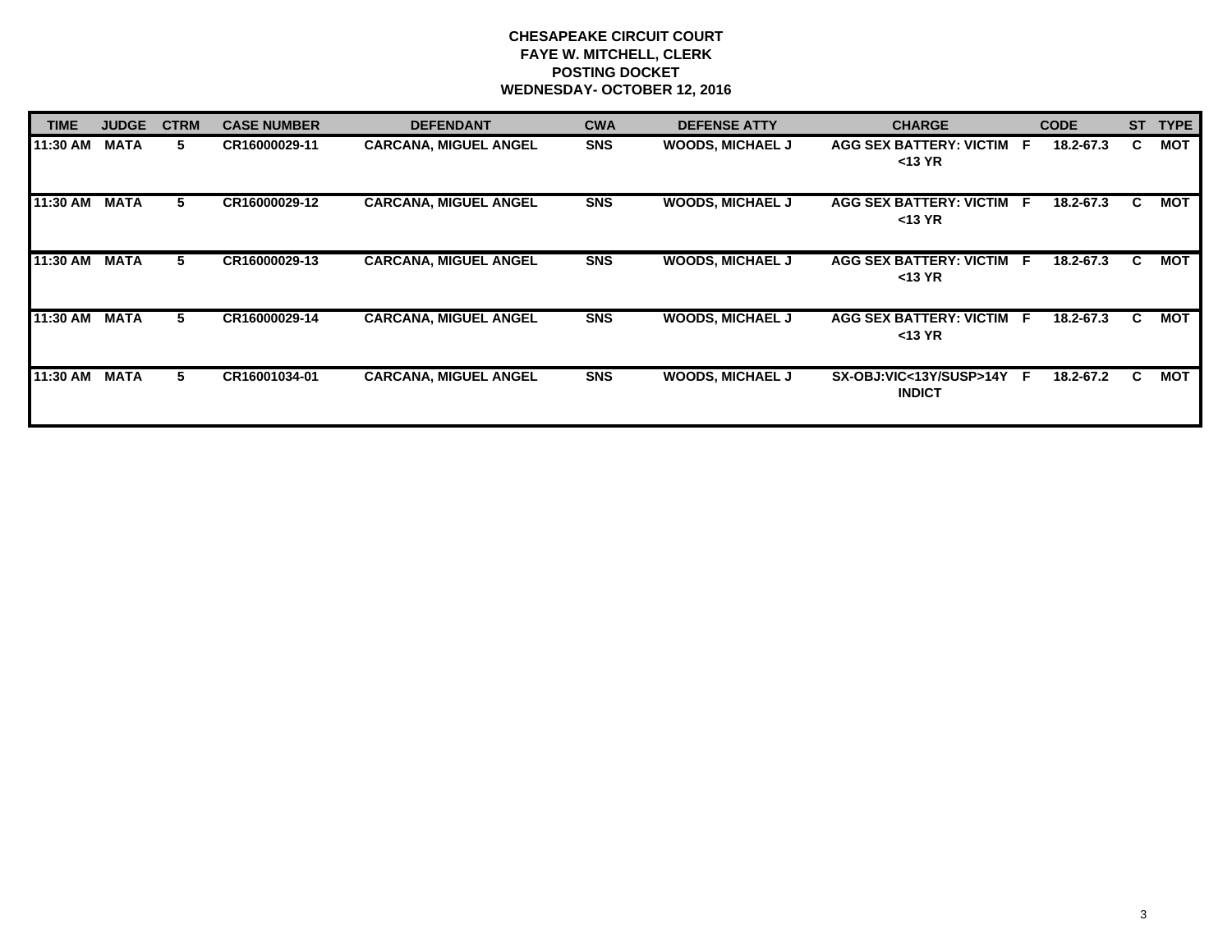# CHESAPEAKE CIRCUIT COURT
## FAYE W. MITCHELL, CLERK
## POSTING DOCKET
## WEDNESDAY- OCTOBER 12, 2016

| TIME | JUDGE | CTRM | CASE NUMBER | DEFENDANT | CWA | DEFENSE ATTY | CHARGE | | CODE | ST | TYPE |
|---|---|---|---|---|---|---|---|---|---|---|---|
| 11:30 AM | MATA | 5 | CR16000029-11 | CARCANA, MIGUEL ANGEL | SNS | WOODS, MICHAEL J | AGG SEX BATTERY: VICTIM <13 YR | F | 18.2-67.3 | C | MOT |
| 11:30 AM | MATA | 5 | CR16000029-12 | CARCANA, MIGUEL ANGEL | SNS | WOODS, MICHAEL J | AGG SEX BATTERY: VICTIM <13 YR | F | 18.2-67.3 | C | MOT |
| 11:30 AM | MATA | 5 | CR16000029-13 | CARCANA, MIGUEL ANGEL | SNS | WOODS, MICHAEL J | AGG SEX BATTERY: VICTIM <13 YR | F | 18.2-67.3 | C | MOT |
| 11:30 AM | MATA | 5 | CR16000029-14 | CARCANA, MIGUEL ANGEL | SNS | WOODS, MICHAEL J | AGG SEX BATTERY: VICTIM <13 YR | F | 18.2-67.3 | C | MOT |
| 11:30 AM | MATA | 5 | CR16001034-01 | CARCANA, MIGUEL ANGEL | SNS | WOODS, MICHAEL J | SX-OBJ:VIC<13Y/SUSP>14Y INDICT | F | 18.2-67.2 | C | MOT |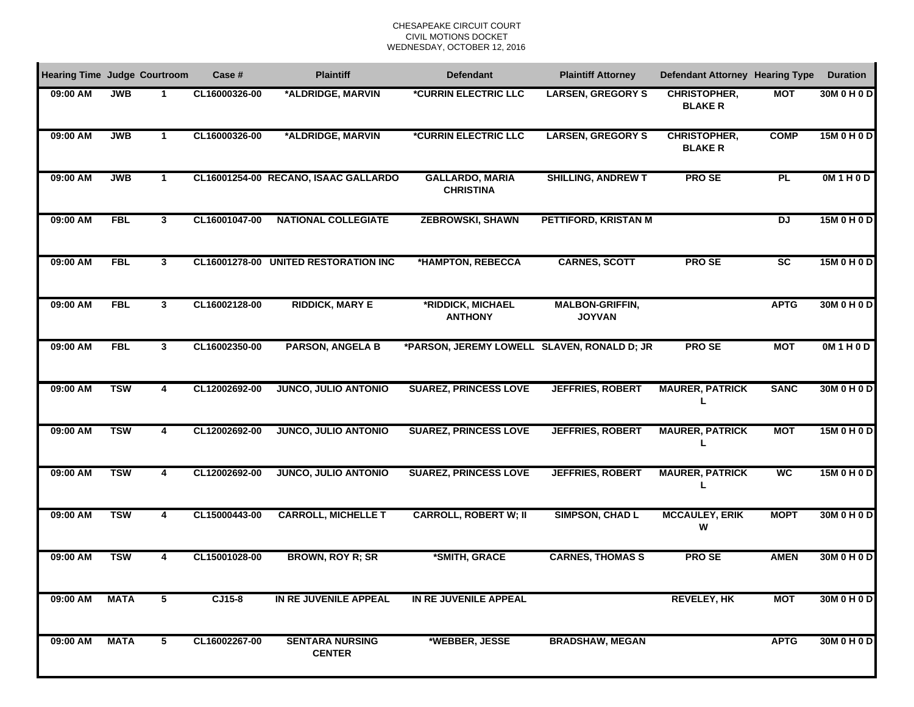CHESAPEAKE CIRCUIT COURT
CIVIL MOTIONS DOCKET
WEDNESDAY, OCTOBER 12, 2016

| Hearing Time | Judge | Courtroom | Case # | Plaintiff | Defendant | Plaintiff Attorney | Defendant Attorney | Hearing Type | Duration |
|---|---|---|---|---|---|---|---|---|---|
| 09:00 AM | JWB | 1 | CL16000326-00 | *ALDRIDGE, MARVIN | *CURRIN ELECTRIC LLC | LARSEN, GREGORY S | CHRISTOPHER, BLAKE R | MOT | 30M 0 H 0 D |
| 09:00 AM | JWB | 1 | CL16000326-00 | *ALDRIDGE, MARVIN | *CURRIN ELECTRIC LLC | LARSEN, GREGORY S | CHRISTOPHER, BLAKE R | COMP | 15M 0 H 0 D |
| 09:00 AM | JWB | 1 | CL16001254-00 | RECANO, ISAAC GALLARDO | GALLARDO, MARIA CHRISTINA | SHILLING, ANDREW T | PRO SE | PL | 0M 1 H 0 D |
| 09:00 AM | FBL | 3 | CL16001047-00 | NATIONAL COLLEGIATE | ZEBROWSKI, SHAWN | PETTIFORD, KRISTAN M | | DJ | 15M 0 H 0 D |
| 09:00 AM | FBL | 3 | CL16001278-00 | UNITED RESTORATION INC | *HAMPTON, REBECCA | CARNES, SCOTT | PRO SE | SC | 15M 0 H 0 D |
| 09:00 AM | FBL | 3 | CL16002128-00 | RIDDICK, MARY E | *RIDDICK, MICHAEL ANTHONY | MALBON-GRIFFIN, JOYVAN | | APTG | 30M 0 H 0 D |
| 09:00 AM | FBL | 3 | CL16002350-00 | PARSON, ANGELA B | *PARSON, JEREMY LOWELL | SLAVEN, RONALD D; JR | PRO SE | MOT | 0M 1 H 0 D |
| 09:00 AM | TSW | 4 | CL12002692-00 | JUNCO, JULIO ANTONIO | SUAREZ, PRINCESS LOVE | JEFFRIES, ROBERT | MAURER, PATRICK L | SANC | 30M 0 H 0 D |
| 09:00 AM | TSW | 4 | CL12002692-00 | JUNCO, JULIO ANTONIO | SUAREZ, PRINCESS LOVE | JEFFRIES, ROBERT | MAURER, PATRICK L | MOT | 15M 0 H 0 D |
| 09:00 AM | TSW | 4 | CL12002692-00 | JUNCO, JULIO ANTONIO | SUAREZ, PRINCESS LOVE | JEFFRIES, ROBERT | MAURER, PATRICK L | WC | 15M 0 H 0 D |
| 09:00 AM | TSW | 4 | CL15000443-00 | CARROLL, MICHELLE T | CARROLL, ROBERT W; II | SIMPSON, CHAD L | MCCAULEY, ERIK W | MOPT | 30M 0 H 0 D |
| 09:00 AM | TSW | 4 | CL15001028-00 | BROWN, ROY R; SR | *SMITH, GRACE | CARNES, THOMAS S | PRO SE | AMEN | 30M 0 H 0 D |
| 09:00 AM | MATA | 5 | CJ15-8 | IN RE JUVENILE APPEAL | IN RE JUVENILE APPEAL | | REVELEY, HK | MOT | 30M 0 H 0 D |
| 09:00 AM | MATA | 5 | CL16002267-00 | SENTARA NURSING CENTER | *WEBBER, JESSE | BRADSHAW, MEGAN | | APTG | 30M 0 H 0 D |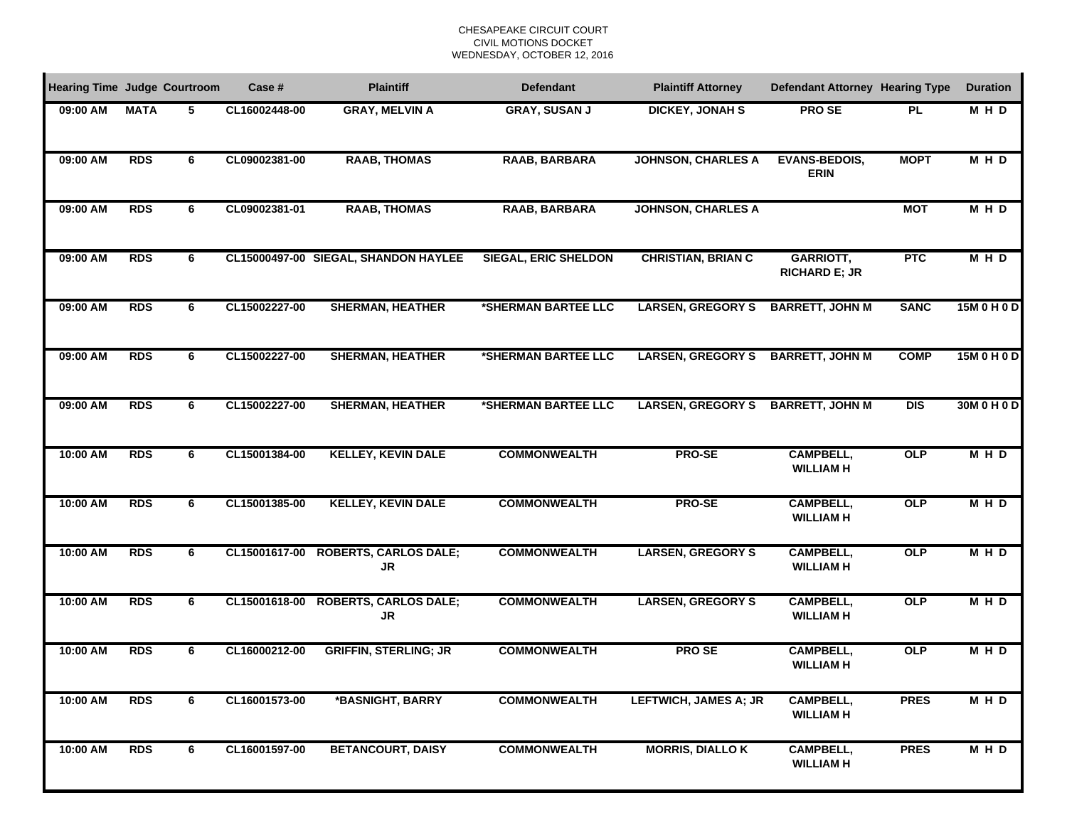CHESAPEAKE CIRCUIT COURT
CIVIL MOTIONS DOCKET
WEDNESDAY, OCTOBER 12, 2016

| Hearing Time | Judge | Courtroom | Case # | Plaintiff | Defendant | Plaintiff Attorney | Defendant Attorney | Hearing Type | Duration |
|---|---|---|---|---|---|---|---|---|---|
| 09:00 AM | MATA | 5 | CL16002448-00 | GRAY, MELVIN A | GRAY, SUSAN J | DICKEY, JONAH S | PRO SE | PL | M H D |
| 09:00 AM | RDS | 6 | CL09002381-00 | RAAB, THOMAS | RAAB, BARBARA | JOHNSON, CHARLES A | EVANS-BEDOIS, ERIN | MOPT | M H D |
| 09:00 AM | RDS | 6 | CL09002381-01 | RAAB, THOMAS | RAAB, BARBARA | JOHNSON, CHARLES A | | MOT | M H D |
| 09:00 AM | RDS | 6 | CL15000497-00 | SIEGAL, SHANDON HAYLEE | SIEGAL, ERIC SHELDON | CHRISTIAN, BRIAN C | GARRIOTT, RICHARD E; JR | PTC | M H D |
| 09:00 AM | RDS | 6 | CL15002227-00 | SHERMAN, HEATHER | *SHERMAN BARTEE LLC | LARSEN, GREGORY S | BARRETT, JOHN M | SANC | 15M 0 H 0 D |
| 09:00 AM | RDS | 6 | CL15002227-00 | SHERMAN, HEATHER | *SHERMAN BARTEE LLC | LARSEN, GREGORY S | BARRETT, JOHN M | COMP | 15M 0 H 0 D |
| 09:00 AM | RDS | 6 | CL15002227-00 | SHERMAN, HEATHER | *SHERMAN BARTEE LLC | LARSEN, GREGORY S | BARRETT, JOHN M | DIS | 30M 0 H 0 D |
| 10:00 AM | RDS | 6 | CL15001384-00 | KELLEY, KEVIN DALE | COMMONWEALTH | PRO-SE | CAMPBELL, WILLIAM H | OLP | M H D |
| 10:00 AM | RDS | 6 | CL15001385-00 | KELLEY, KEVIN DALE | COMMONWEALTH | PRO-SE | CAMPBELL, WILLIAM H | OLP | M H D |
| 10:00 AM | RDS | 6 | CL15001617-00 | ROBERTS, CARLOS DALE; JR | COMMONWEALTH | LARSEN, GREGORY S | CAMPBELL, WILLIAM H | OLP | M H D |
| 10:00 AM | RDS | 6 | CL15001618-00 | ROBERTS, CARLOS DALE; JR | COMMONWEALTH | LARSEN, GREGORY S | CAMPBELL, WILLIAM H | OLP | M H D |
| 10:00 AM | RDS | 6 | CL16000212-00 | GRIFFIN, STERLING; JR | COMMONWEALTH | PRO SE | CAMPBELL, WILLIAM H | OLP | M H D |
| 10:00 AM | RDS | 6 | CL16001573-00 | *BASNIGHT, BARRY | COMMONWEALTH | LEFTWICH, JAMES A; JR | CAMPBELL, WILLIAM H | PRES | M H D |
| 10:00 AM | RDS | 6 | CL16001597-00 | BETANCOURT, DAISY | COMMONWEALTH | MORRIS, DIALLO K | CAMPBELL, WILLIAM H | PRES | M H D |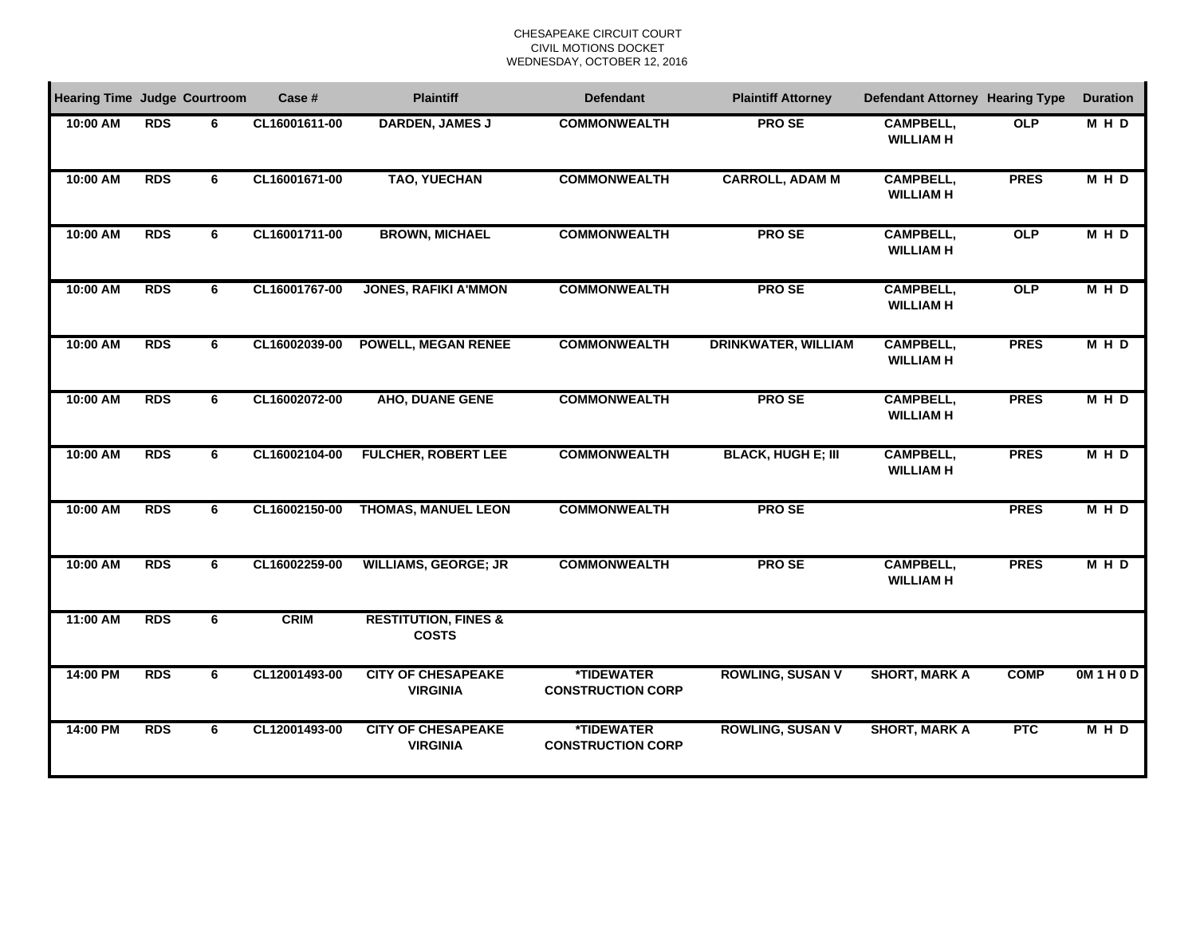CHESAPEAKE CIRCUIT COURT
CIVIL MOTIONS DOCKET
WEDNESDAY, OCTOBER 12, 2016

| Hearing Time | Judge | Courtroom | Case # | Plaintiff | Defendant | Plaintiff Attorney | Defendant Attorney | Hearing Type | Duration |
|---|---|---|---|---|---|---|---|---|---|
| 10:00 AM | RDS | 6 | CL16001611-00 | DARDEN, JAMES J | COMMONWEALTH | PRO SE | CAMPBELL, WILLIAM H | OLP | M H D |
| 10:00 AM | RDS | 6 | CL16001671-00 | TAO, YUECHAN | COMMONWEALTH | CARROLL, ADAM M | CAMPBELL, WILLIAM H | PRES | M H D |
| 10:00 AM | RDS | 6 | CL16001711-00 | BROWN, MICHAEL | COMMONWEALTH | PRO SE | CAMPBELL, WILLIAM H | OLP | M H D |
| 10:00 AM | RDS | 6 | CL16001767-00 | JONES, RAFIKI A'MMON | COMMONWEALTH | PRO SE | CAMPBELL, WILLIAM H | OLP | M H D |
| 10:00 AM | RDS | 6 | CL16002039-00 | POWELL, MEGAN RENEE | COMMONWEALTH | DRINKWATER, WILLIAM | CAMPBELL, WILLIAM H | PRES | M H D |
| 10:00 AM | RDS | 6 | CL16002072-00 | AHO, DUANE GENE | COMMONWEALTH | PRO SE | CAMPBELL, WILLIAM H | PRES | M H D |
| 10:00 AM | RDS | 6 | CL16002104-00 | FULCHER, ROBERT LEE | COMMONWEALTH | BLACK, HUGH E; III | CAMPBELL, WILLIAM H | PRES | M H D |
| 10:00 AM | RDS | 6 | CL16002150-00 | THOMAS, MANUEL LEON | COMMONWEALTH | PRO SE | | PRES | M H D |
| 10:00 AM | RDS | 6 | CL16002259-00 | WILLIAMS, GEORGE; JR | COMMONWEALTH | PRO SE | CAMPBELL, WILLIAM H | PRES | M H D |
| 11:00 AM | RDS | 6 | CRIM | RESTITUTION, FINES & COSTS | | | | | |
| 14:00 PM | RDS | 6 | CL12001493-00 | CITY OF CHESAPEAKE VIRGINIA | *TIDEWATER CONSTRUCTION CORP | ROWLING, SUSAN V | SHORT, MARK A | COMP | 0M 1 H 0 D |
| 14:00 PM | RDS | 6 | CL12001493-00 | CITY OF CHESAPEAKE VIRGINIA | *TIDEWATER CONSTRUCTION CORP | ROWLING, SUSAN V | SHORT, MARK A | PTC | M H D |